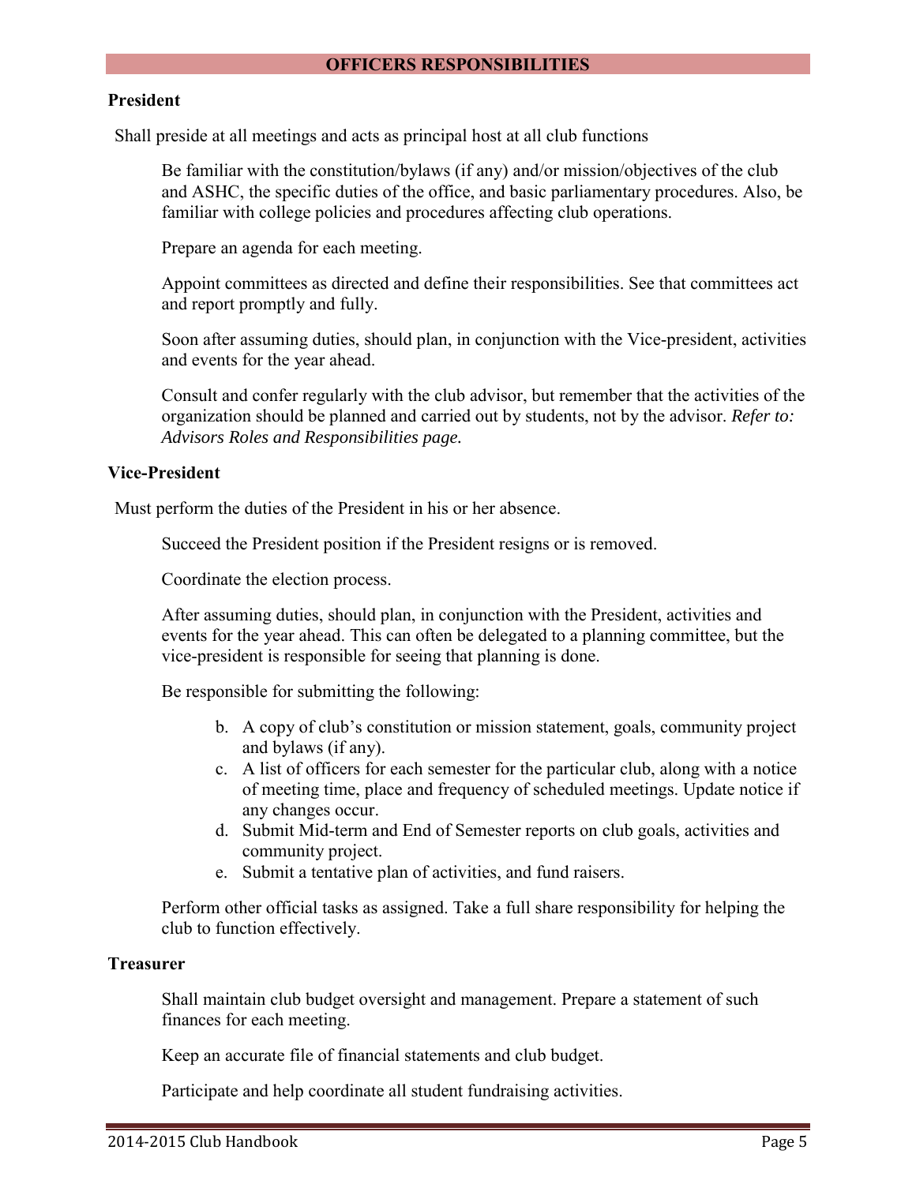## OFFICERS RESPONSIBILITIES

### President

Shall preside at all meetings and acts as principal host at all club functions

Be familiar with the constitution/bylaws (if any) and/or mission/objectives of the club and ASHC, the specific duties of the office, and basic parliamentary procedures. Also, be familiar with college policies and procedures affecting club operations.

Prepare an agenda for each meeting.

Appoint committees as directed and define their responsibilities. See that committees act and report promptly and fully.

Soon after assuming duties, should plan, in conjunction with the Vice-president, activities and events for the year ahead.

Consult and confer regularly with the club advisor, but remember that the activities of the organization should be planned and carried out by students, not by the advisor. *Refer to: Advisors Roles and Responsibilities page.*

### Vice-President

Must perform the duties of the President in his or her absence.

Succeed the President position if the President resigns or is removed.

Coordinate the election process.

After assuming duties, should plan, in conjunction with the President, activities and events for the year ahead. This can often be delegated to a planning committee, but the vice-president is responsible for seeing that planning is done.

Be responsible for submitting the following:

b. A copy of club's constitution or mission statement, goals, community project and bylaws (if any).
c. A list of officers for each semester for the particular club, along with a notice of meeting time, place and frequency of scheduled meetings. Update notice if any changes occur.
d. Submit Mid-term and End of Semester reports on club goals, activities and community project.
e. Submit a tentative plan of activities, and fund raisers.

Perform other official tasks as assigned. Take a full share responsibility for helping the club to function effectively.

### Treasurer

Shall maintain club budget oversight and management. Prepare a statement of such finances for each meeting.

Keep an accurate file of financial statements and club budget.

Participate and help coordinate all student fundraising activities.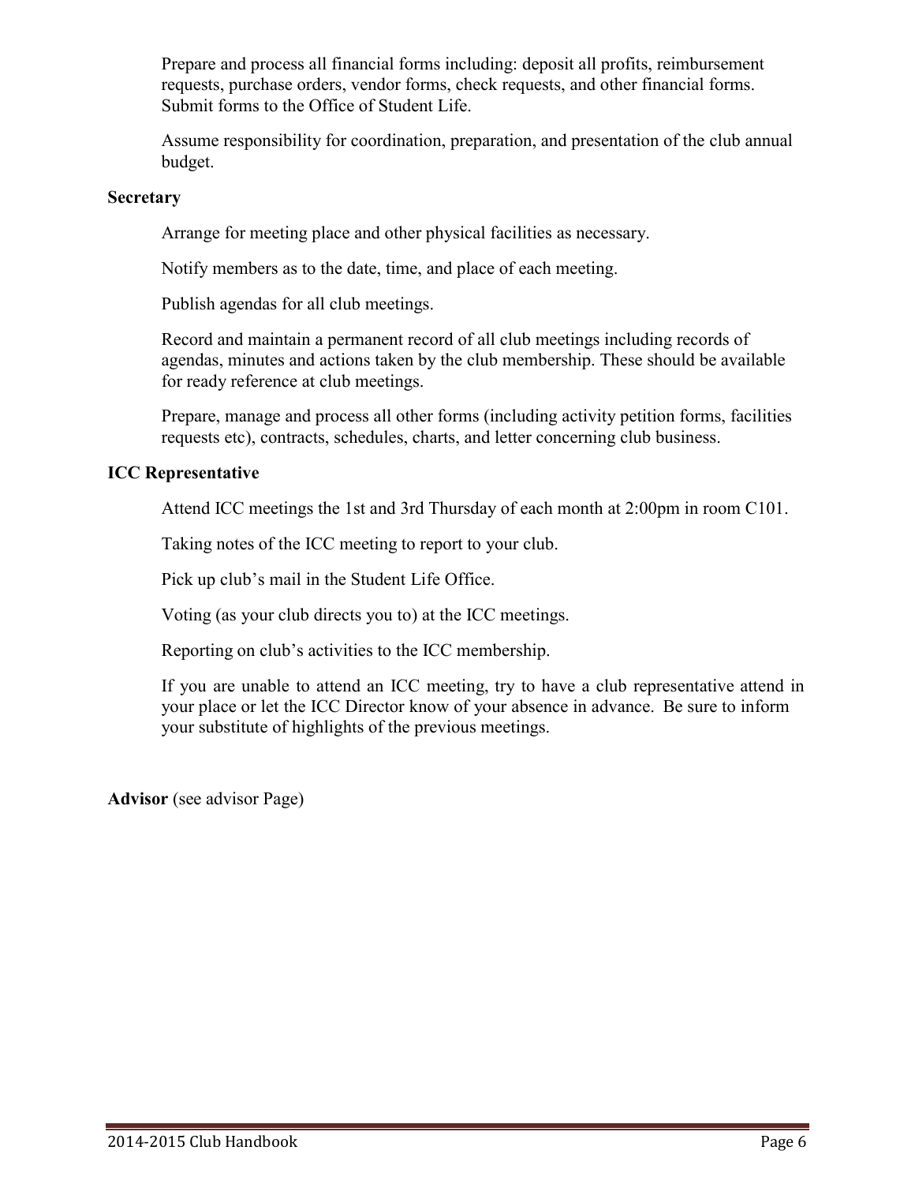Prepare and process all financial forms including: deposit all profits, reimbursement requests, purchase orders, vendor forms, check requests, and other financial forms. Submit forms to the Office of Student Life.

Assume responsibility for coordination, preparation, and presentation of the club annual budget.

**Secretary**

Arrange for meeting place and other physical facilities as necessary.

Notify members as to the date, time, and place of each meeting.

Publish agendas for all club meetings.

Record and maintain a permanent record of all club meetings including records of agendas, minutes and actions taken by the club membership. These should be available for ready reference at club meetings.

Prepare, manage and process all other forms (including activity petition forms, facilities requests etc), contracts, schedules, charts, and letter concerning club business.

**ICC Representative**

Attend ICC meetings the 1st and 3rd Thursday of each month at 2:00pm in room C101.

Taking notes of the ICC meeting to report to your club.

Pick up club's mail in the Student Life Office.

Voting (as your club directs you to) at the ICC meetings.

Reporting on club's activities to the ICC membership.

If you are unable to attend an ICC meeting, try to have a club representative attend in your place or let the ICC Director know of your absence in advance. Be sure to inform your substitute of highlights of the previous meetings.

**Advisor** (see advisor Page)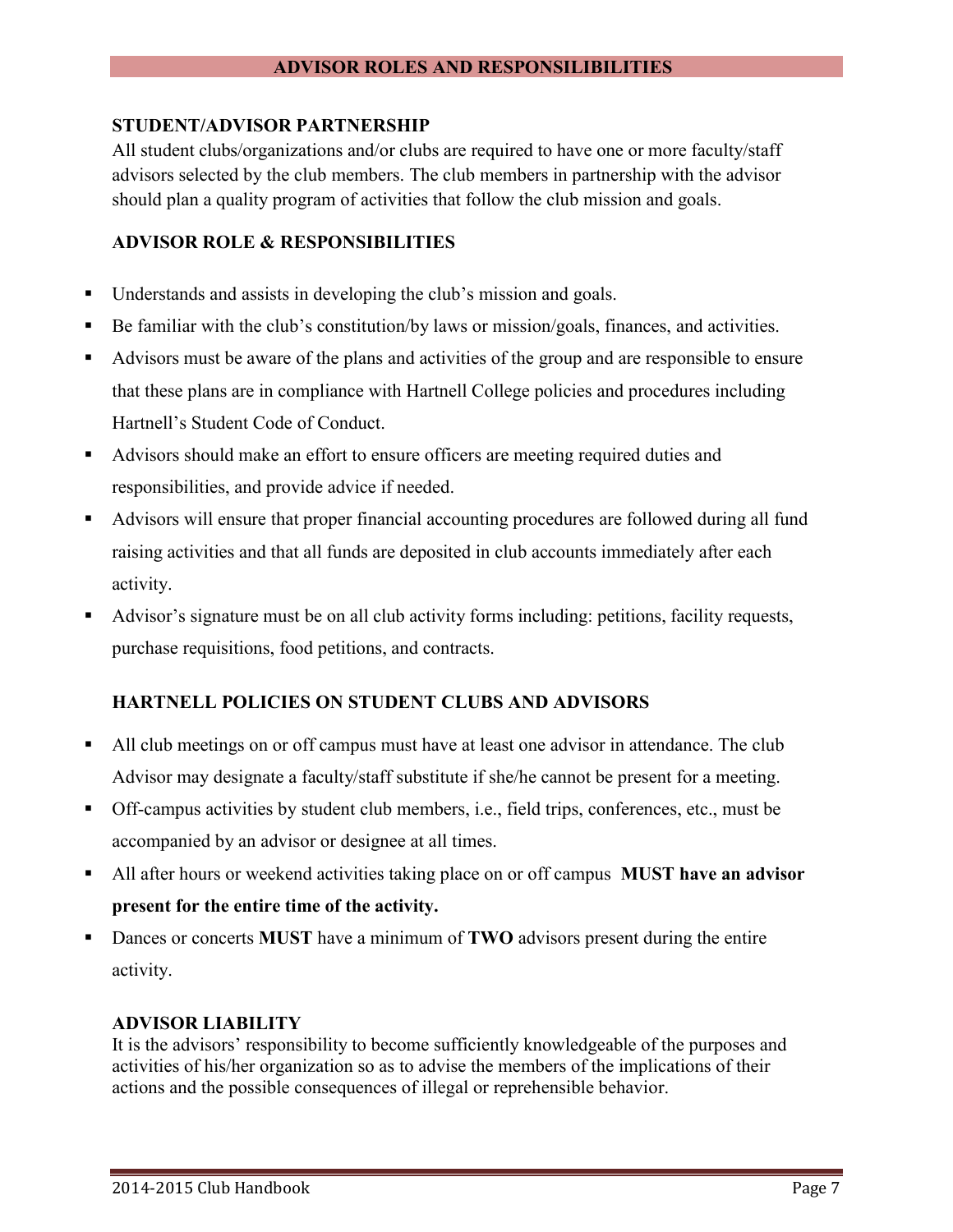## ADVISOR ROLES AND RESPONSILIBILITIES

### STUDENT/ADVISOR PARTNERSHIP

All student clubs/organizations and/or clubs are required to have one or more faculty/staff advisors selected by the club members. The club members in partnership with the advisor should plan a quality program of activities that follow the club mission and goals.

### ADVISOR ROLE & RESPONSIBILITIES

- Understands and assists in developing the club's mission and goals.
- Be familiar with the club's constitution/by laws or mission/goals, finances, and activities.
- Advisors must be aware of the plans and activities of the group and are responsible to ensure that these plans are in compliance with Hartnell College policies and procedures including Hartnell's Student Code of Conduct.
- Advisors should make an effort to ensure officers are meeting required duties and responsibilities, and provide advice if needed.
- Advisors will ensure that proper financial accounting procedures are followed during all fund raising activities and that all funds are deposited in club accounts immediately after each activity.
- Advisor's signature must be on all club activity forms including: petitions, facility requests, purchase requisitions, food petitions, and contracts.

### HARTNELL POLICIES ON STUDENT CLUBS AND ADVISORS

- All club meetings on or off campus must have at least one advisor in attendance. The club Advisor may designate a faculty/staff substitute if she/he cannot be present for a meeting.
- Off-campus activities by student club members, i.e., field trips, conferences, etc., must be accompanied by an advisor or designee at all times.
- All after hours or weekend activities taking place on or off campus **MUST have an advisor present for the entire time of the activity.**
- Dances or concerts **MUST** have a minimum of **TWO** advisors present during the entire activity.

### ADVISOR LIABILITY

It is the advisors' responsibility to become sufficiently knowledgeable of the purposes and activities of his/her organization so as to advise the members of the implications of their actions and the possible consequences of illegal or reprehensible behavior.